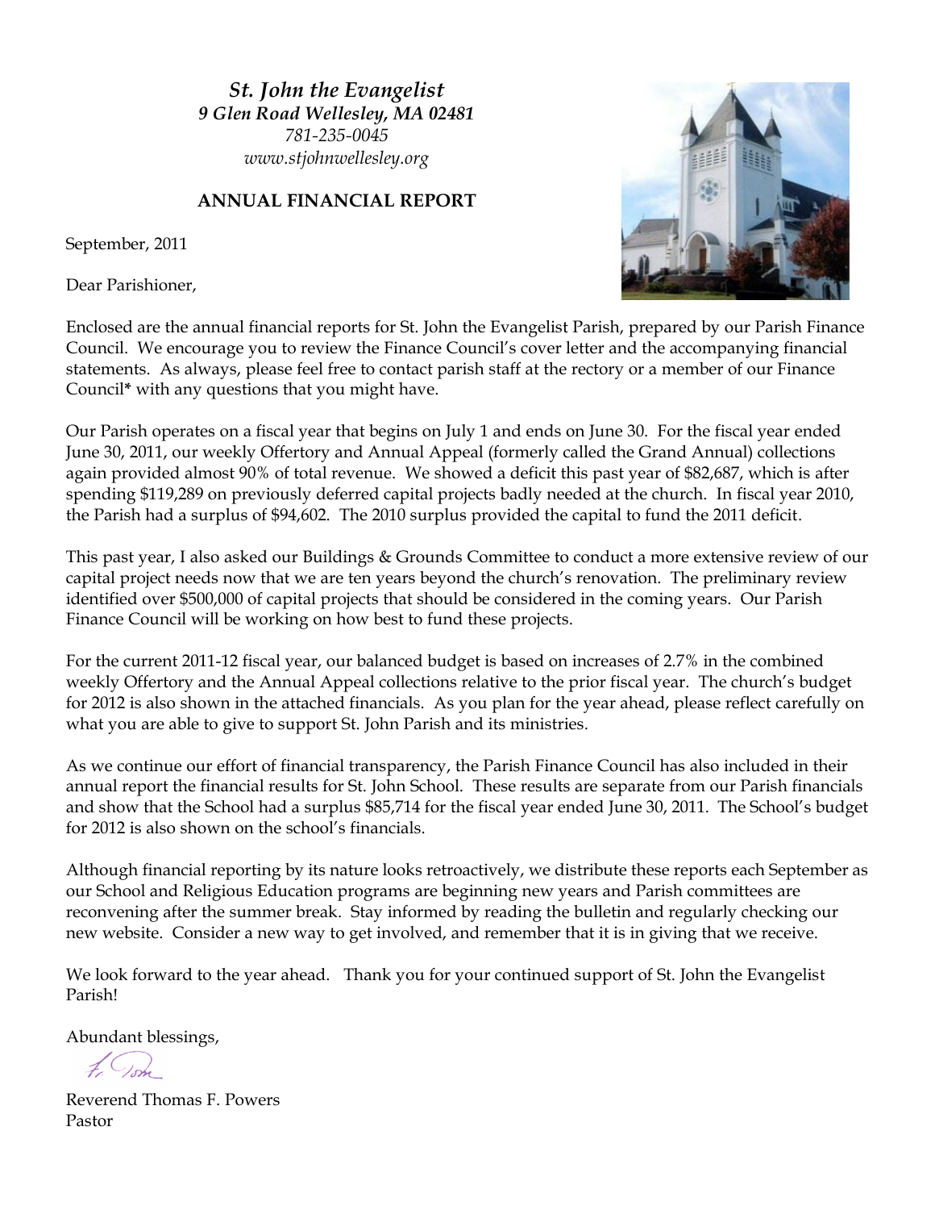*St. John the Evangelist*
*9 Glen Road Wellesley, MA 02481*
*781-235-0045*
*www.stjohnwellesley.org*

**ANNUAL FINANCIAL REPORT**

September, 2011

Dear Parishioner,

Enclosed are the annual financial reports for St. John the Evangelist Parish, prepared by our Parish Finance Council. We encourage you to review the Finance Council's cover letter and the accompanying financial statements. As always, please feel free to contact parish staff at the rectory or a member of our Finance Council* with any questions that you might have.

Our Parish operates on a fiscal year that begins on July 1 and ends on June 30. For the fiscal year ended June 30, 2011, our weekly Offertory and Annual Appeal (formerly called the Grand Annual) collections again provided almost 90% of total revenue. We showed a deficit this past year of $82,687, which is after spending $119,289 on previously deferred capital projects badly needed at the church. In fiscal year 2010, the Parish had a surplus of $94,602. The 2010 surplus provided the capital to fund the 2011 deficit.

This past year, I also asked our Buildings & Grounds Committee to conduct a more extensive review of our capital project needs now that we are ten years beyond the church's renovation. The preliminary review identified over $500,000 of capital projects that should be considered in the coming years. Our Parish Finance Council will be working on how best to fund these projects.

For the current 2011-12 fiscal year, our balanced budget is based on increases of 2.7% in the combined weekly Offertory and the Annual Appeal collections relative to the prior fiscal year. The church's budget for 2012 is also shown in the attached financials. As you plan for the year ahead, please reflect carefully on what you are able to give to support St. John Parish and its ministries.

As we continue our effort of financial transparency, the Parish Finance Council has also included in their annual report the financial results for St. John School. These results are separate from our Parish financials and show that the School had a surplus $85,714 for the fiscal year ended June 30, 2011. The School's budget for 2012 is also shown on the school's financials.

Although financial reporting by its nature looks retroactively, we distribute these reports each September as our School and Religious Education programs are beginning new years and Parish committees are reconvening after the summer break. Stay informed by reading the bulletin and regularly checking our new website. Consider a new way to get involved, and remember that it is in giving that we receive.

We look forward to the year ahead. Thank you for your continued support of St. John the Evangelist Parish!

Abundant blessings,

Fr. Tom

Reverend Thomas F. Powers
Pastor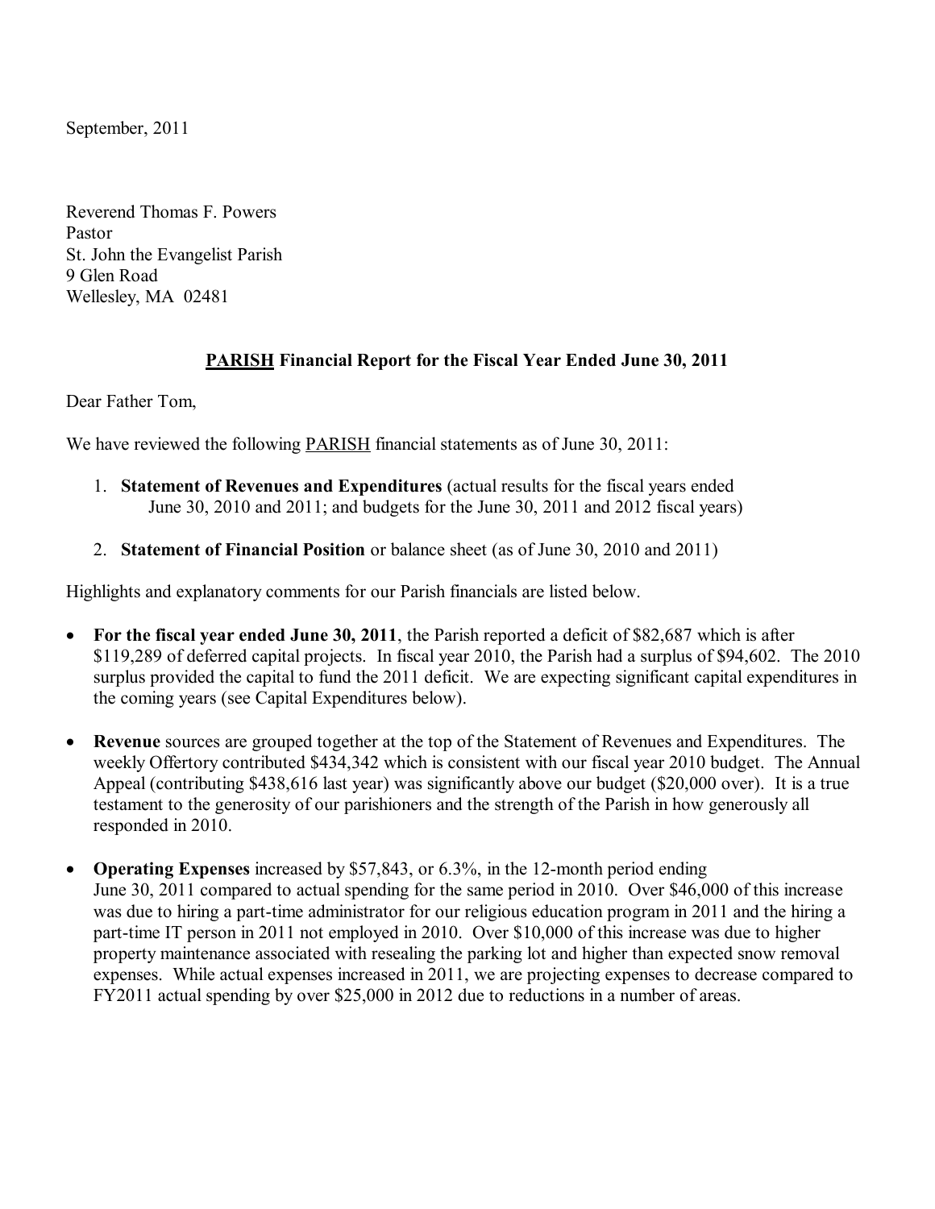September, 2011

Reverend Thomas F. Powers
Pastor
St. John the Evangelist Parish
9 Glen Road
Wellesley, MA 02481

**PARISH Financial Report for the Fiscal Year Ended June 30, 2011**

Dear Father Tom,

We have reviewed the following PARISH financial statements as of June 30, 2011:

1. **Statement of Revenues and Expenditures** (actual results for the fiscal years ended June 30, 2010 and 2011; and budgets for the June 30, 2011 and 2012 fiscal years)
2. **Statement of Financial Position** or balance sheet (as of June 30, 2010 and 2011)

Highlights and explanatory comments for our Parish financials are listed below.

- **For the fiscal year ended June 30, 2011**, the Parish reported a deficit of $82,687 which is after $119,289 of deferred capital projects. In fiscal year 2010, the Parish had a surplus of $94,602. The 2010 surplus provided the capital to fund the 2011 deficit. We are expecting significant capital expenditures in the coming years (see Capital Expenditures below).

- **Revenue** sources are grouped together at the top of the Statement of Revenues and Expenditures. The weekly Offertory contributed $434,342 which is consistent with our fiscal year 2010 budget. The Annual Appeal (contributing $438,616 last year) was significantly above our budget ($20,000 over). It is a true testament to the generosity of our parishioners and the strength of the Parish in how generously all responded in 2010.

- **Operating Expenses** increased by $57,843, or 6.3%, in the 12-month period ending June 30, 2011 compared to actual spending for the same period in 2010. Over $46,000 of this increase was due to hiring a part-time administrator for our religious education program in 2011 and the hiring a part-time IT person in 2011 not employed in 2010. Over $10,000 of this increase was due to higher property maintenance associated with resealing the parking lot and higher than expected snow removal expenses. While actual expenses increased in 2011, we are projecting expenses to decrease compared to FY2011 actual spending by over $25,000 in 2012 due to reductions in a number of areas.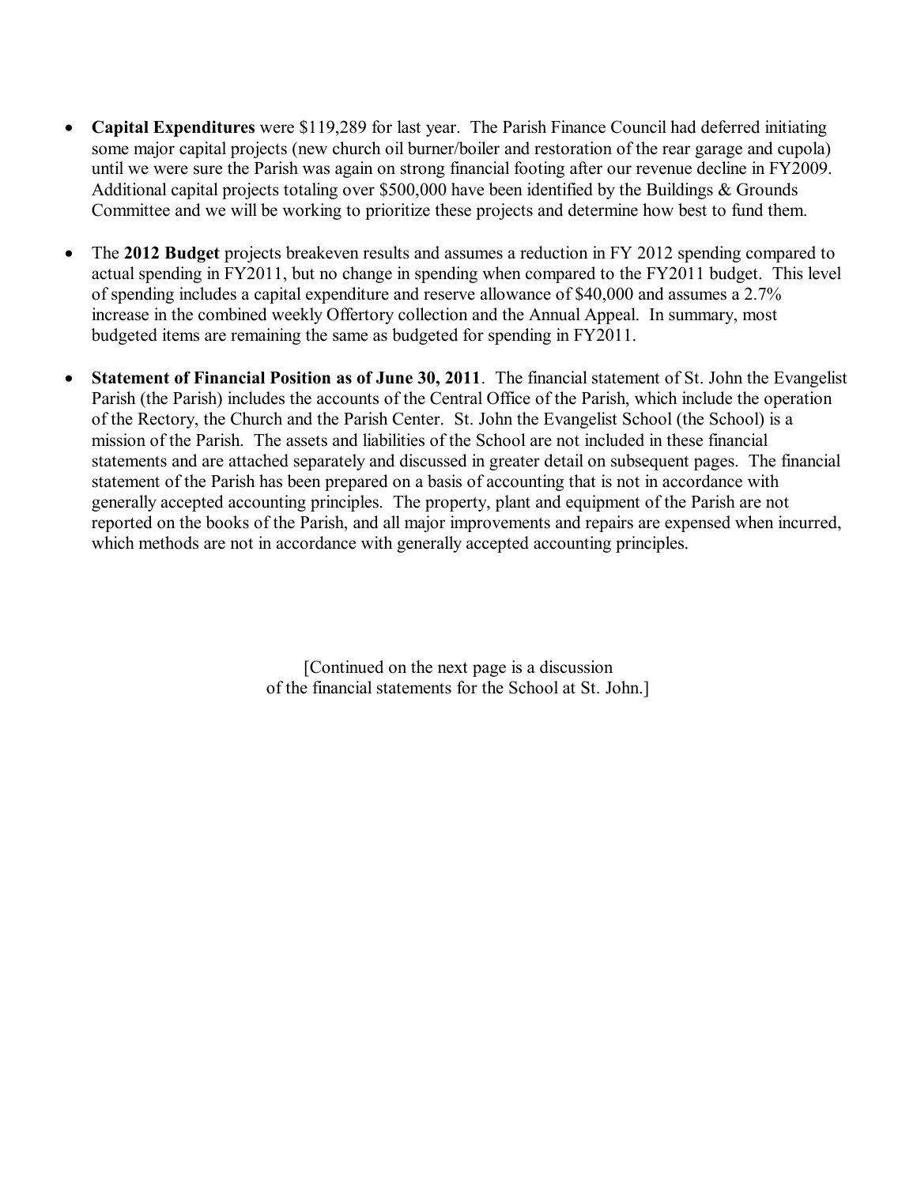- **Capital Expenditures** were $119,289 for last year. The Parish Finance Council had deferred initiating some major capital projects (new church oil burner/boiler and restoration of the rear garage and cupola) until we were sure the Parish was again on strong financial footing after our revenue decline in FY2009. Additional capital projects totaling over $500,000 have been identified by the Buildings & Grounds Committee and we will be working to prioritize these projects and determine how best to fund them.

- The **2012 Budget** projects breakeven results and assumes a reduction in FY 2012 spending compared to actual spending in FY2011, but no change in spending when compared to the FY2011 budget. This level of spending includes a capital expenditure and reserve allowance of $40,000 and assumes a 2.7% increase in the combined weekly Offertory collection and the Annual Appeal. In summary, most budgeted items are remaining the same as budgeted for spending in FY2011.

- **Statement of Financial Position as of June 30, 2011**. The financial statement of St. John the Evangelist Parish (the Parish) includes the accounts of the Central Office of the Parish, which include the operation of the Rectory, the Church and the Parish Center. St. John the Evangelist School (the School) is a mission of the Parish. The assets and liabilities of the School are not included in these financial statements and are attached separately and discussed in greater detail on subsequent pages. The financial statement of the Parish has been prepared on a basis of accounting that is not in accordance with generally accepted accounting principles. The property, plant and equipment of the Parish are not reported on the books of the Parish, and all major improvements and repairs are expensed when incurred, which methods are not in accordance with generally accepted accounting principles.

[Continued on the next page is a discussion of the financial statements for the School at St. John.]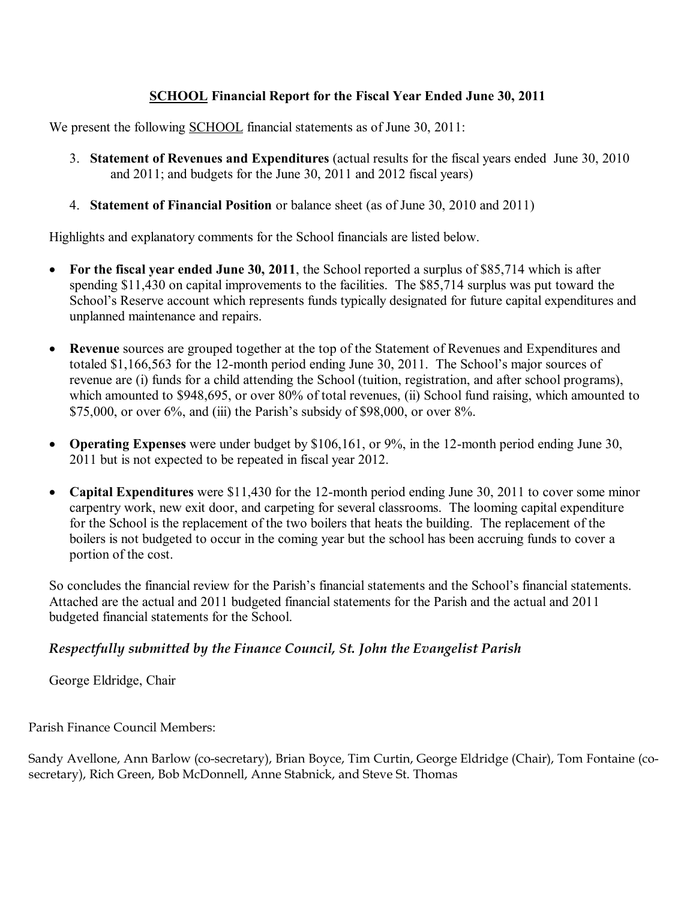## <u>SCHOOL</u> Financial Report for the Fiscal Year Ended June 30, 2011

We present the following <u>SCHOOL</u> financial statements as of June 30, 2011:

3. **Statement of Revenues and Expenditures** (actual results for the fiscal years ended June 30, 2010 and 2011; and budgets for the June 30, 2011 and 2012 fiscal years)

4. **Statement of Financial Position** or balance sheet (as of June 30, 2010 and 2011)

Highlights and explanatory comments for the School financials are listed below.

- **For the fiscal year ended June 30, 2011**, the School reported a surplus of $85,714 which is after spending $11,430 on capital improvements to the facilities. The $85,714 surplus was put toward the School's Reserve account which represents funds typically designated for future capital expenditures and unplanned maintenance and repairs.

- **Revenue** sources are grouped together at the top of the Statement of Revenues and Expenditures and totaled $1,166,563 for the 12-month period ending June 30, 2011. The School's major sources of revenue are (i) funds for a child attending the School (tuition, registration, and after school programs), which amounted to $948,695, or over 80% of total revenues, (ii) School fund raising, which amounted to $75,000, or over 6%, and (iii) the Parish's subsidy of $98,000, or over 8%.

- **Operating Expenses** were under budget by $106,161, or 9%, in the 12-month period ending June 30, 2011 but is not expected to be repeated in fiscal year 2012.

- **Capital Expenditures** were $11,430 for the 12-month period ending June 30, 2011 to cover some minor carpentry work, new exit door, and carpeting for several classrooms. The looming capital expenditure for the School is the replacement of the two boilers that heats the building. The replacement of the boilers is not budgeted to occur in the coming year but the school has been accruing funds to cover a portion of the cost.

So concludes the financial review for the Parish's financial statements and the School's financial statements. Attached are the actual and 2011 budgeted financial statements for the Parish and the actual and 2011 budgeted financial statements for the School.

***Respectfully submitted by the Finance Council, St. John the Evangelist Parish***

George Eldridge, Chair

Parish Finance Council Members:

Sandy Avellone, Ann Barlow (co-secretary), Brian Boyce, Tim Curtin, George Eldridge (Chair), Tom Fontaine (co-secretary), Rich Green, Bob McDonnell, Anne Stabnick, and Steve St. Thomas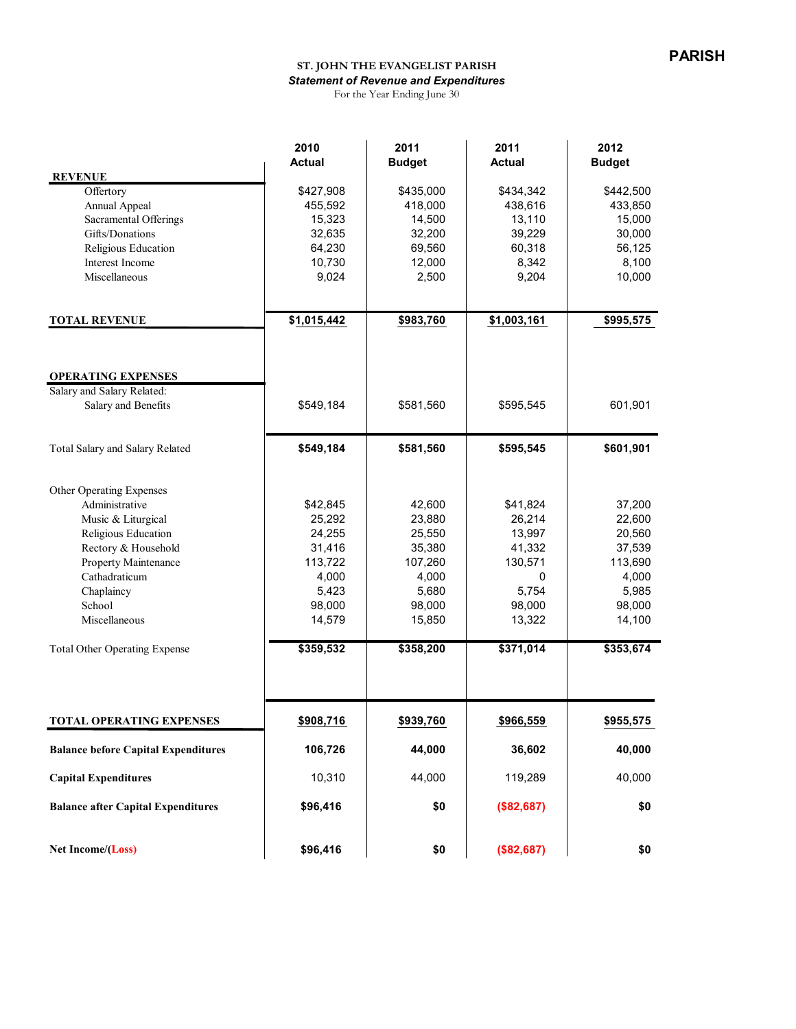**PARISH**

## ST. JOHN THE EVANGELIST PARISH

***Statement of Revenue and Expenditures***

For the Year Ending June 30

| | 2010 Actual | 2011 Budget | 2011 Actual | 2012 Budget |
|---|---|---|---|---|
| **REVENUE** | | | | |
| Offertory | $427,908 | $435,000 | $434,342 | $442,500 |
| Annual Appeal | 455,592 | 418,000 | 438,616 | 433,850 |
| Sacramental Offerings | 15,323 | 14,500 | 13,110 | 15,000 |
| Gifts/Donations | 32,635 | 32,200 | 39,229 | 30,000 |
| Religious Education | 64,230 | 69,560 | 60,318 | 56,125 |
| Interest Income | 10,730 | 12,000 | 8,342 | 8,100 |
| Miscellaneous | 9,024 | 2,500 | 9,204 | 10,000 |
| **TOTAL REVENUE** | **$1,015,442** | **$983,760** | **$1,003,161** | **$995,575** |
| **OPERATING EXPENSES** | | | | |
| Salary and Salary Related: | | | | |
| Salary and Benefits | $549,184 | $581,560 | $595,545 | 601,901 |
| Total Salary and Salary Related | **$549,184** | **$581,560** | **$595,545** | **$601,901** |
| Other Operating Expenses | | | | |
| Administrative | $42,845 | 42,600 | $41,824 | 37,200 |
| Music & Liturgical | 25,292 | 23,880 | 26,214 | 22,600 |
| Religious Education | 24,255 | 25,550 | 13,997 | 20,560 |
| Rectory & Household | 31,416 | 35,380 | 41,332 | 37,539 |
| Property Maintenance | 113,722 | 107,260 | 130,571 | 113,690 |
| Cathadraticum | 4,000 | 4,000 | 0 | 4,000 |
| Chaplaincy | 5,423 | 5,680 | 5,754 | 5,985 |
| School | 98,000 | 98,000 | 98,000 | 98,000 |
| Miscellaneous | 14,579 | 15,850 | 13,322 | 14,100 |
| Total Other Operating Expense | **$359,532** | **$358,200** | **$371,014** | **$353,674** |
| **TOTAL OPERATING EXPENSES** | **$908,716** | **$939,760** | **$966,559** | **$955,575** |
| **Balance before Capital Expenditures** | **106,726** | **44,000** | **36,602** | **40,000** |
| **Capital Expenditures** | 10,310 | 44,000 | 119,289 | 40,000 |
| **Balance after Capital Expenditures** | **$96,416** | **$0** | **($82,687)** | **$0** |
| **Net Income/(Loss)** | **$96,416** | **$0** | **($82,687)** | **$0** |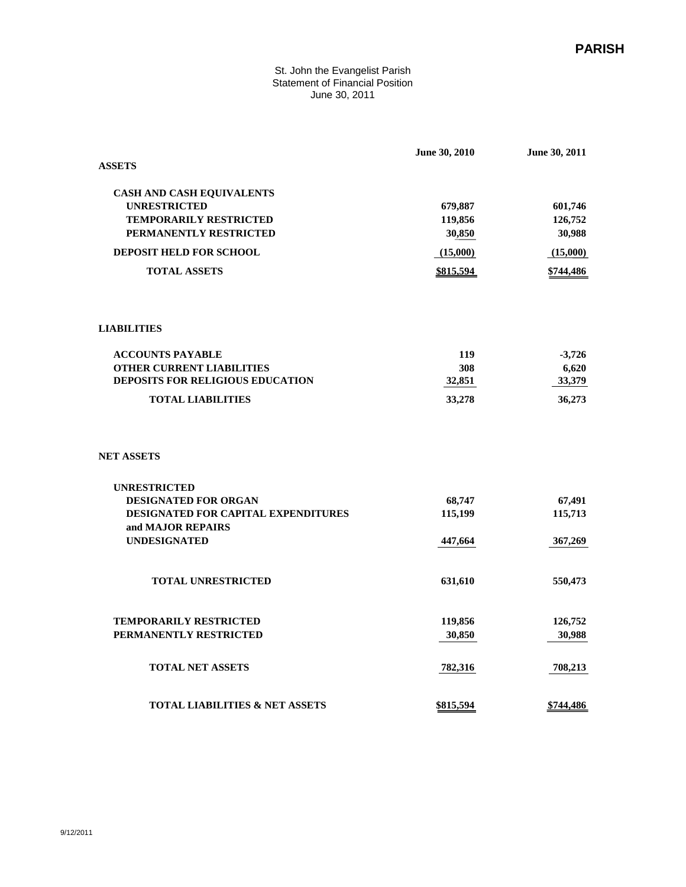# PARISH

St. John the Evangelist Parish
Statement of Financial Position
June 30, 2011

| | June 30, 2010 | June 30, 2011 |
|---|---|---|
| **ASSETS** | | |
| **CASH AND CASH EQUIVALENTS** | | |
| **UNRESTRICTED** | 679,887 | 601,746 |
| **TEMPORARILY RESTRICTED** | 119,856 | 126,752 |
| **PERMANENTLY RESTRICTED** | 30,850 | 30,988 |
| **DEPOSIT HELD FOR SCHOOL** | (15,000) | (15,000) |
| **TOTAL ASSETS** | $815,594 | $744,486 |
| **LIABILITIES** | | |
| **ACCOUNTS PAYABLE** | 119 | -3,726 |
| **OTHER CURRENT LIABILITIES** | 308 | 6,620 |
| **DEPOSITS FOR RELIGIOUS EDUCATION** | 32,851 | 33,379 |
| **TOTAL LIABILITIES** | 33,278 | 36,273 |
| **NET ASSETS** | | |
| **UNRESTRICTED** | | |
| **DESIGNATED FOR ORGAN** | 68,747 | 67,491 |
| **DESIGNATED FOR CAPITAL EXPENDITURES and MAJOR REPAIRS** | 115,199 | 115,713 |
| **UNDESIGNATED** | 447,664 | 367,269 |
| **TOTAL UNRESTRICTED** | 631,610 | 550,473 |
| **TEMPORARILY RESTRICTED** | 119,856 | 126,752 |
| **PERMANENTLY RESTRICTED** | 30,850 | 30,988 |
| **TOTAL NET ASSETS** | 782,316 | 708,213 |
| **TOTAL LIABILITIES & NET ASSETS** | $815,594 | $744,486 |

9/12/2011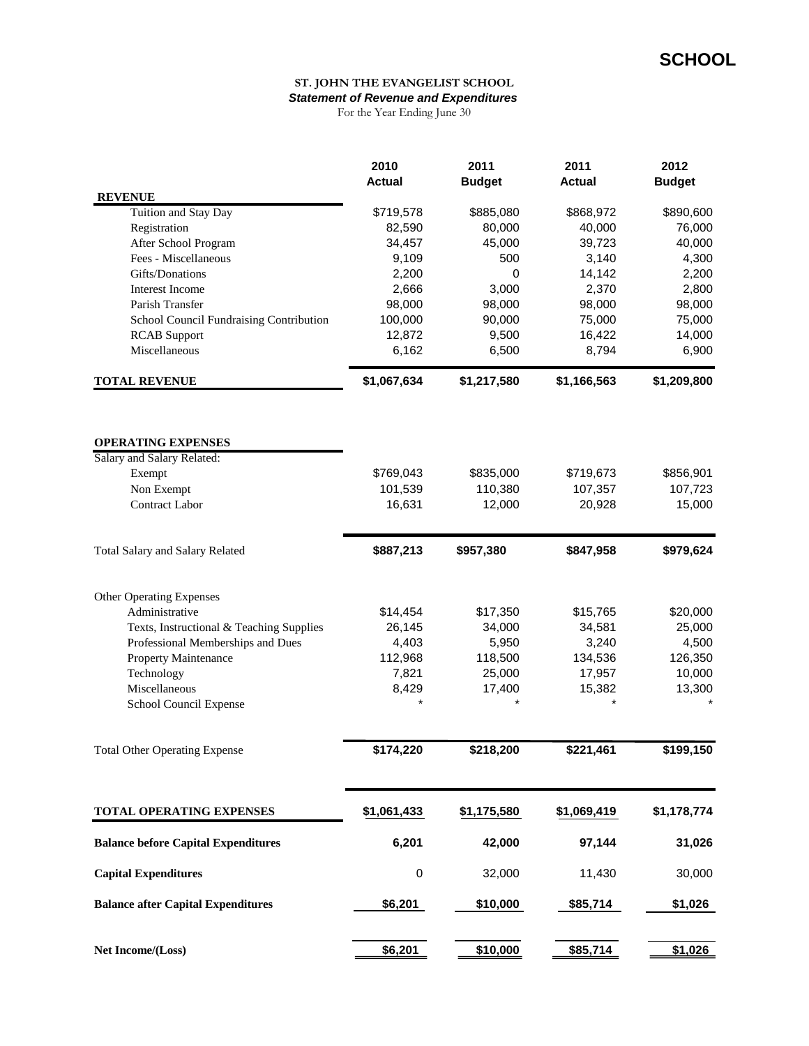# SCHOOL

**ST. JOHN THE EVANGELIST SCHOOL**

***Statement of Revenue and Expenditures***

For the Year Ending June 30

| | 2010 Actual | 2011 Budget | 2011 Actual | 2012 Budget |
|---|---|---|---|---|
| **REVENUE** | | | | |
| Tuition and Stay Day | $719,578 | $885,080 | $868,972 | $890,600 |
| Registration | 82,590 | 80,000 | 40,000 | 76,000 |
| After School Program | 34,457 | 45,000 | 39,723 | 40,000 |
| Fees - Miscellaneous | 9,109 | 500 | 3,140 | 4,300 |
| Gifts/Donations | 2,200 | 0 | 14,142 | 2,200 |
| Interest Income | 2,666 | 3,000 | 2,370 | 2,800 |
| Parish Transfer | 98,000 | 98,000 | 98,000 | 98,000 |
| School Council Fundraising Contribution | 100,000 | 90,000 | 75,000 | 75,000 |
| RCAB Support | 12,872 | 9,500 | 16,422 | 14,000 |
| Miscellaneous | 6,162 | 6,500 | 8,794 | 6,900 |
| **TOTAL REVENUE** | **$1,067,634** | **$1,217,580** | **$1,166,563** | **$1,209,800** |
| | | | | |
| **OPERATING EXPENSES** | | | | |
| Salary and Salary Related: | | | | |
| Exempt | $769,043 | $835,000 | $719,673 | $856,901 |
| Non Exempt | 101,539 | 110,380 | 107,357 | 107,723 |
| Contract Labor | 16,631 | 12,000 | 20,928 | 15,000 |
| Total Salary and Salary Related | **$887,213** | **$957,380** | **$847,958** | **$979,624** |
| | | | | |
| Other Operating Expenses | | | | |
| Administrative | $14,454 | $17,350 | $15,765 | $20,000 |
| Texts, Instructional & Teaching Supplies | 26,145 | 34,000 | 34,581 | 25,000 |
| Professional Memberships and Dues | 4,403 | 5,950 | 3,240 | 4,500 |
| Property Maintenance | 112,968 | 118,500 | 134,536 | 126,350 |
| Technology | 7,821 | 25,000 | 17,957 | 10,000 |
| Miscellaneous | 8,429 | 17,400 | 15,382 | 13,300 |
| School Council Expense | * | * | * | * |
| Total Other Operating Expense | **$174,220** | **$218,200** | **$221,461** | **$199,150** |
| | | | | |
| **TOTAL OPERATING EXPENSES** | **$1,061,433** | **$1,175,580** | **$1,069,419** | **$1,178,774** |
| **Balance before Capital Expenditures** | **6,201** | **42,000** | **97,144** | **31,026** |
| **Capital Expenditures** | 0 | 32,000 | 11,430 | 30,000 |
| **Balance after Capital Expenditures** | **$6,201** | **$10,000** | **$85,714** | **$1,026** |
| | | | | |
| **Net Income/(Loss)** | **$6,201** | **$10,000** | **$85,714** | **$1,026** |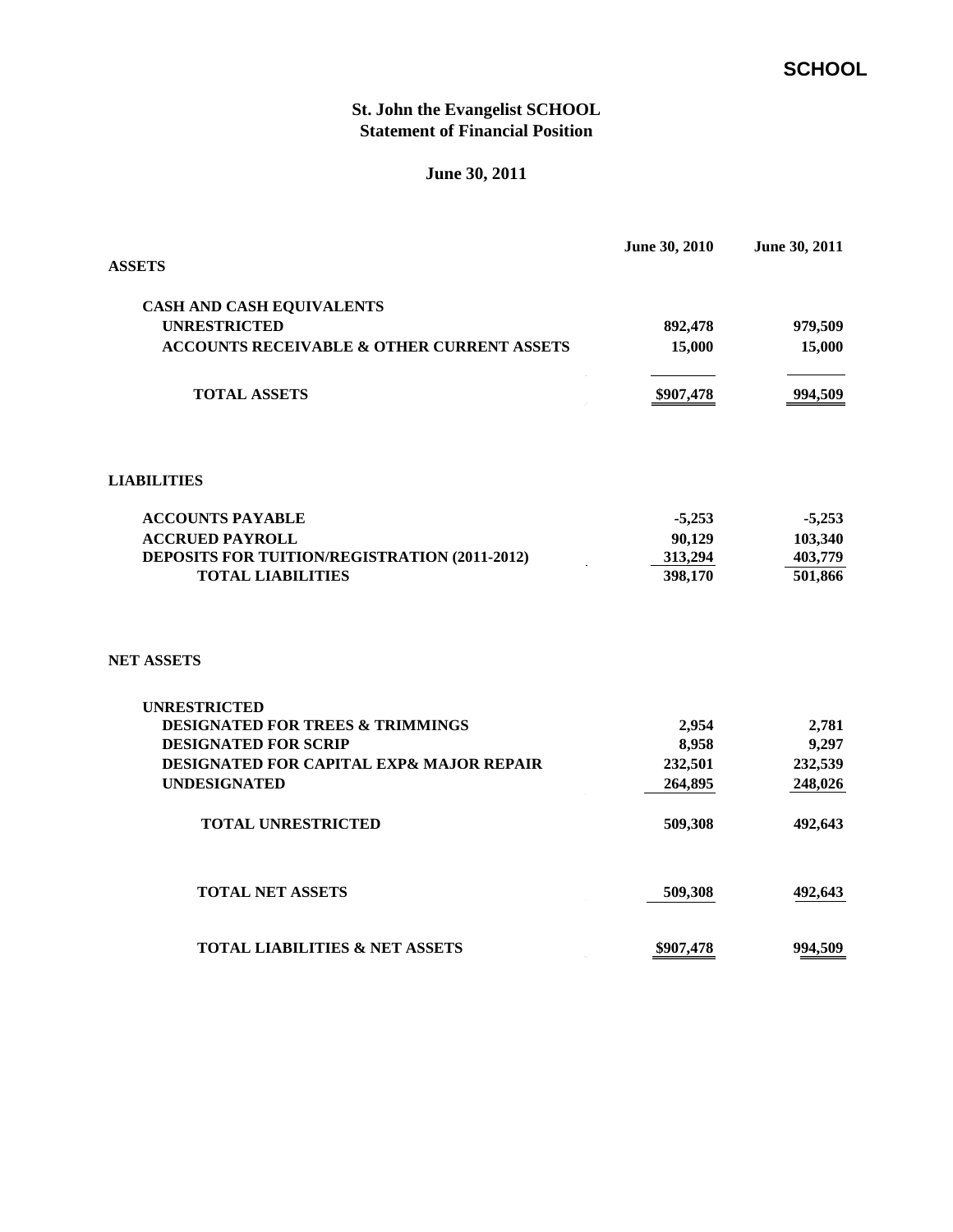# SCHOOL

## St. John the Evangelist SCHOOL
## Statement of Financial Position

### June 30, 2011

| | June 30, 2010 | June 30, 2011 |
|---|---|---|
| **ASSETS** | | |
| **CASH AND CASH EQUIVALENTS** | | |
| **UNRESTRICTED** | 892,478 | 979,509 |
| **ACCOUNTS RECEIVABLE & OTHER CURRENT ASSETS** | 15,000 | 15,000 |
| **TOTAL ASSETS** | \$907,478 | 994,509 |
| **LIABILITIES** | | |
| **ACCOUNTS PAYABLE** | -5,253 | -5,253 |
| **ACCRUED PAYROLL** | 90,129 | 103,340 |
| **DEPOSITS FOR TUITION/REGISTRATION (2011-2012)** | 313,294 | 403,779 |
| **TOTAL LIABILITIES** | 398,170 | 501,866 |
| **NET ASSETS** | | |
| **UNRESTRICTED** | | |
| **DESIGNATED FOR TREES & TRIMMINGS** | 2,954 | 2,781 |
| **DESIGNATED FOR SCRIP** | 8,958 | 9,297 |
| **DESIGNATED FOR CAPITAL EXP& MAJOR REPAIR** | 232,501 | 232,539 |
| **UNDESIGNATED** | 264,895 | 248,026 |
| **TOTAL UNRESTRICTED** | 509,308 | 492,643 |
| **TOTAL NET ASSETS** | 509,308 | 492,643 |
| **TOTAL LIABILITIES & NET ASSETS** | \$907,478 | 994,509 |